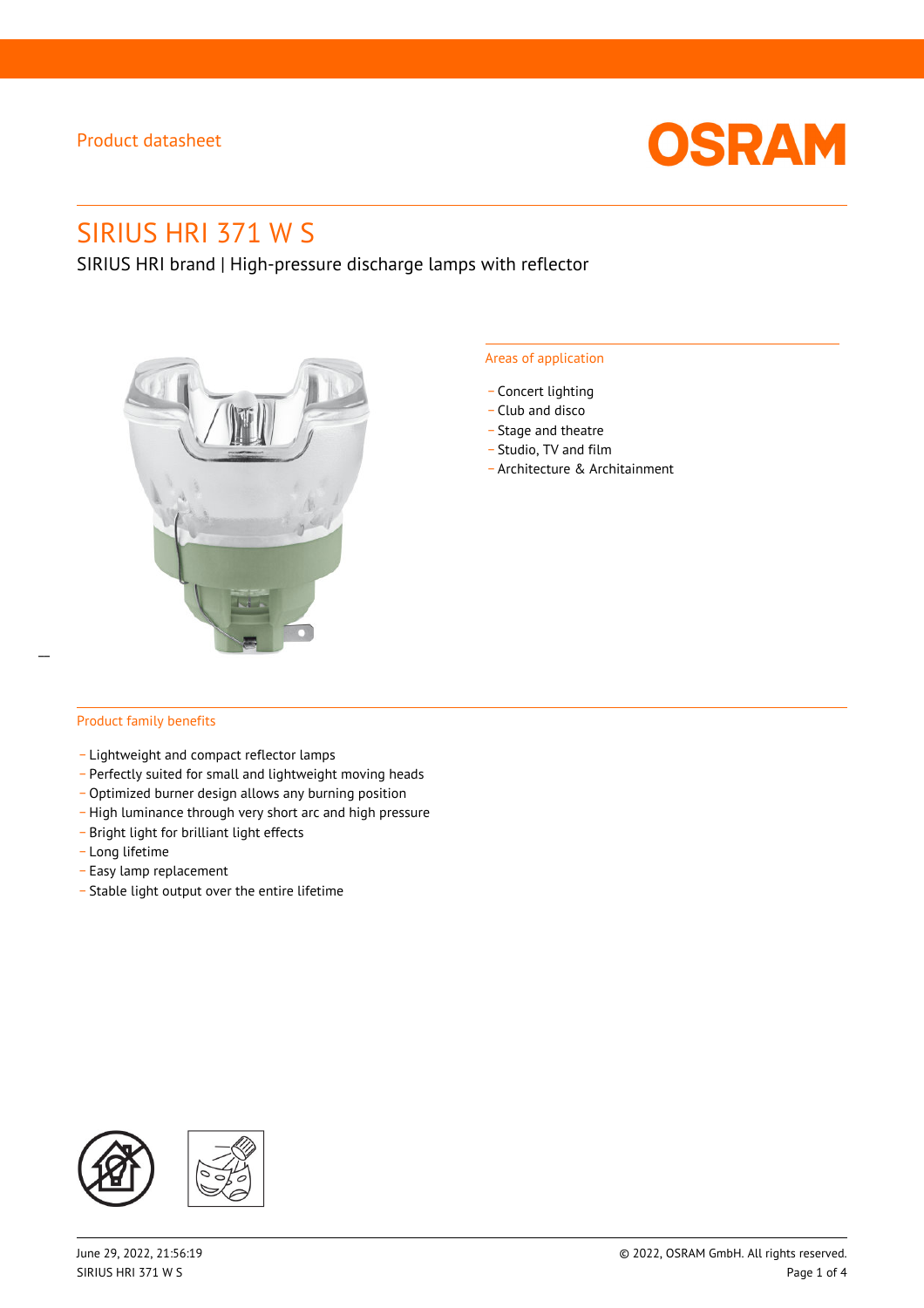Product datasheet

# SIRIUS HRI 371 W S

SIRIUS HRI brand | High-pressure discharge lamps with reflector

## Areas of application

- Concert lighting
- Club and disco
- Stage and theatre
- Studio, TV and film
- Architecture & Architainment

## Product family benefits

- Lightweight and compact reflector lamps
- Perfectly suited for small and lightweight moving heads
- Optimized burner design allows any burning position
- High luminance through very short arc and high pressure
- Bright light for brilliant light effects
- Long lifetime
- Easy lamp replacement
- Stable light output over the entire lifetime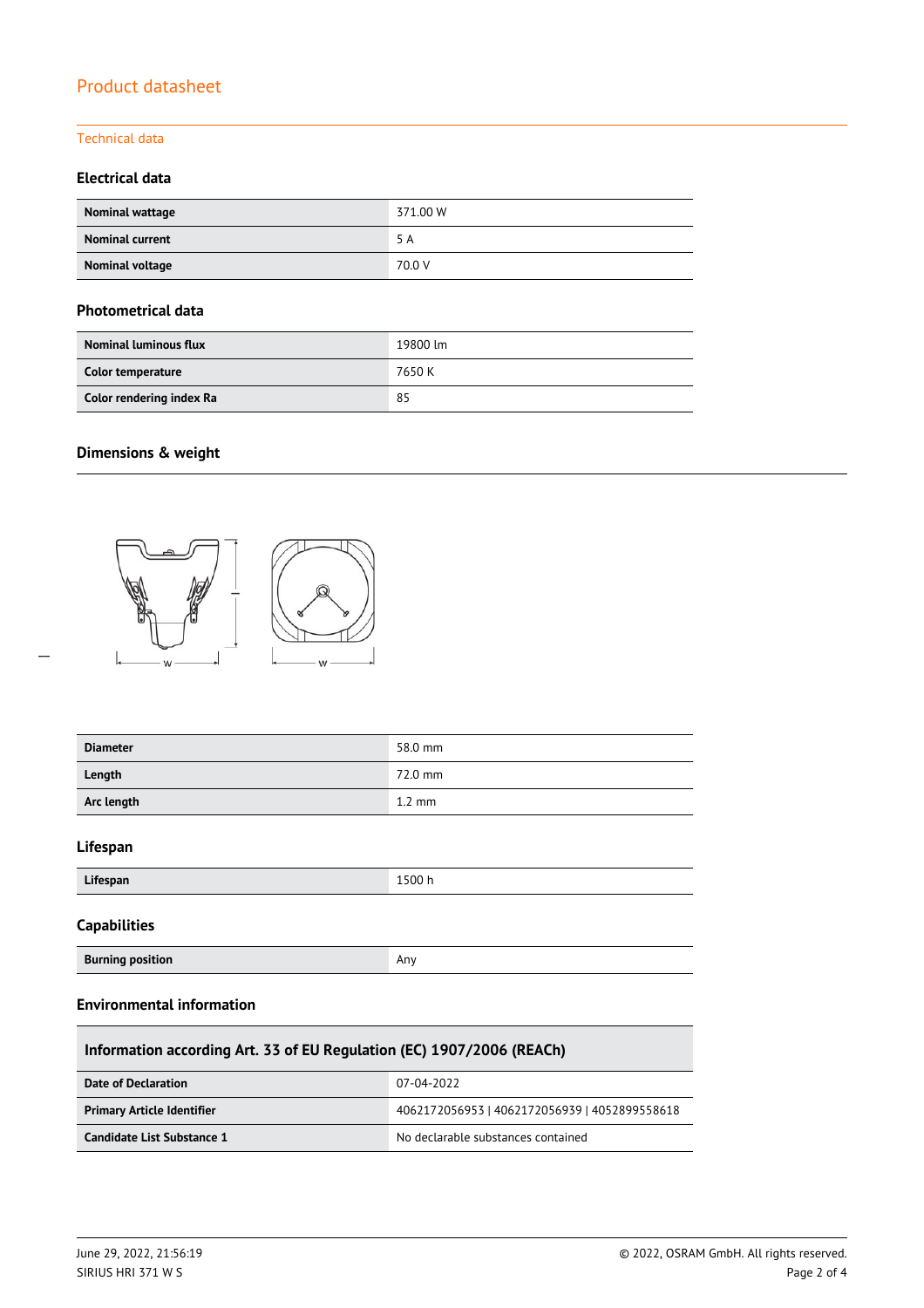# Product datasheet

## Technical data

### Electrical data

| | |
|---|---|
| **Nominal wattage** | 371.00 W |
| **Nominal current** | 5 A |
| **Nominal voltage** | 70.0 V |

### Photometrical data

| | |
|---|---|
| **Nominal luminous flux** | 19800 lm |
| **Color temperature** | 7650 K |
| **Color rendering index Ra** | 85 |

### Dimensions & weight

| | |
|---|---|
| **Diameter** | 58.0 mm |
| **Length** | 72.0 mm |
| **Arc length** | 1.2 mm |

### Lifespan

| | |
|---|---|
| **Lifespan** | 1500 h |

### Capabilities

| | |
|---|---|
| **Burning position** | Any |

### Environmental information

| Information according Art. 33 of EU Regulation (EC) 1907/2006 (REACh) | |
|---|---|
| **Date of Declaration** | 07-04-2022 |
| **Primary Article Identifier** | 4062172056953 \| 4062172056939 \| 4052899558618 |
| **Candidate List Substance 1** | No declarable substances contained |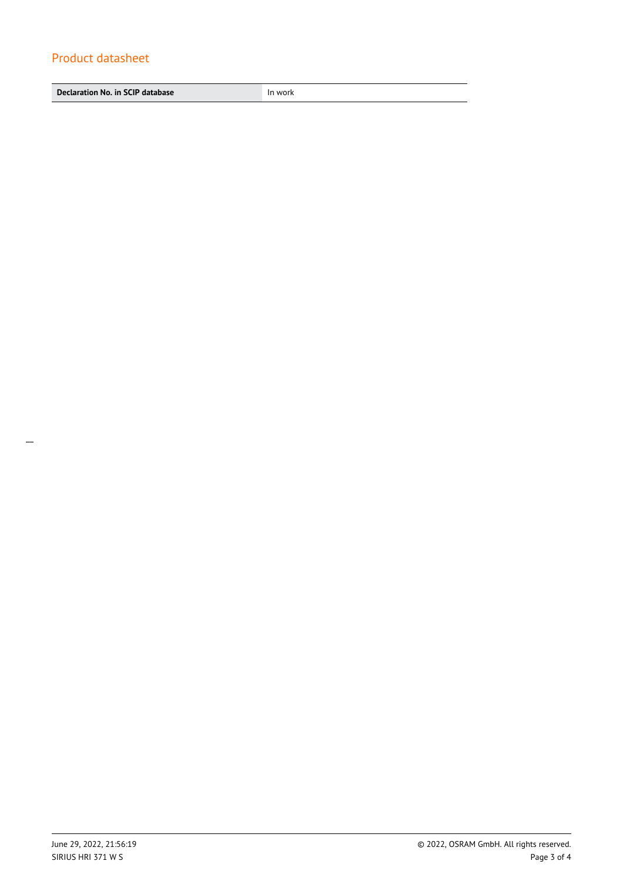| Declaration No. in SCIP database | In work |
|---|---|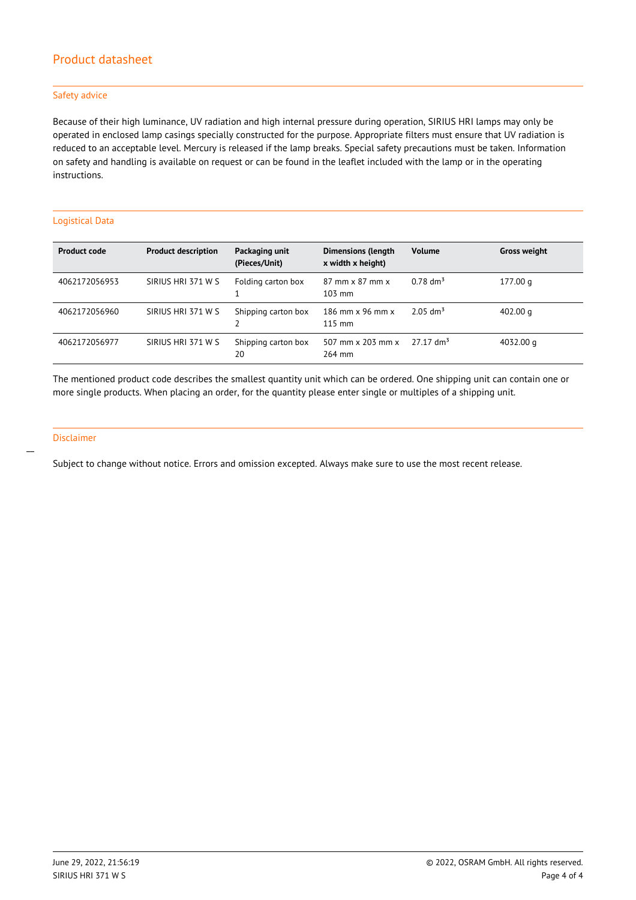## Safety advice

Because of their high luminance, UV radiation and high internal pressure during operation, SIRIUS HRI lamps may only be operated in enclosed lamp casings specially constructed for the purpose. Appropriate filters must ensure that UV radiation is reduced to an acceptable level. Mercury is released if the lamp breaks. Special safety precautions must be taken. Information on safety and handling is available on request or can be found in the leaflet included with the lamp or in the operating instructions.

## Logistical Data

| Product code | Product description | Packaging unit (Pieces/Unit) | Dimensions (length x width x height) | Volume | Gross weight |
|---|---|---|---|---|---|
| 4062172056953 | SIRIUS HRI 371 W S | Folding carton box 1 | 87 mm x 87 mm x 103 mm | 0.78 $dm^3$ | 177.00 g |
| 4062172056960 | SIRIUS HRI 371 W S | Shipping carton box 2 | 186 mm x 96 mm x 115 mm | 2.05 $dm^3$ | 402.00 g |
| 4062172056977 | SIRIUS HRI 371 W S | Shipping carton box 20 | 507 mm x 203 mm x 264 mm | 27.17 $dm^3$ | 4032.00 g |

The mentioned product code describes the smallest quantity unit which can be ordered. One shipping unit can contain one or more single products. When placing an order, for the quantity please enter single or multiples of a shipping unit.

## Disclaimer

Subject to change without notice. Errors and omission excepted. Always make sure to use the most recent release.